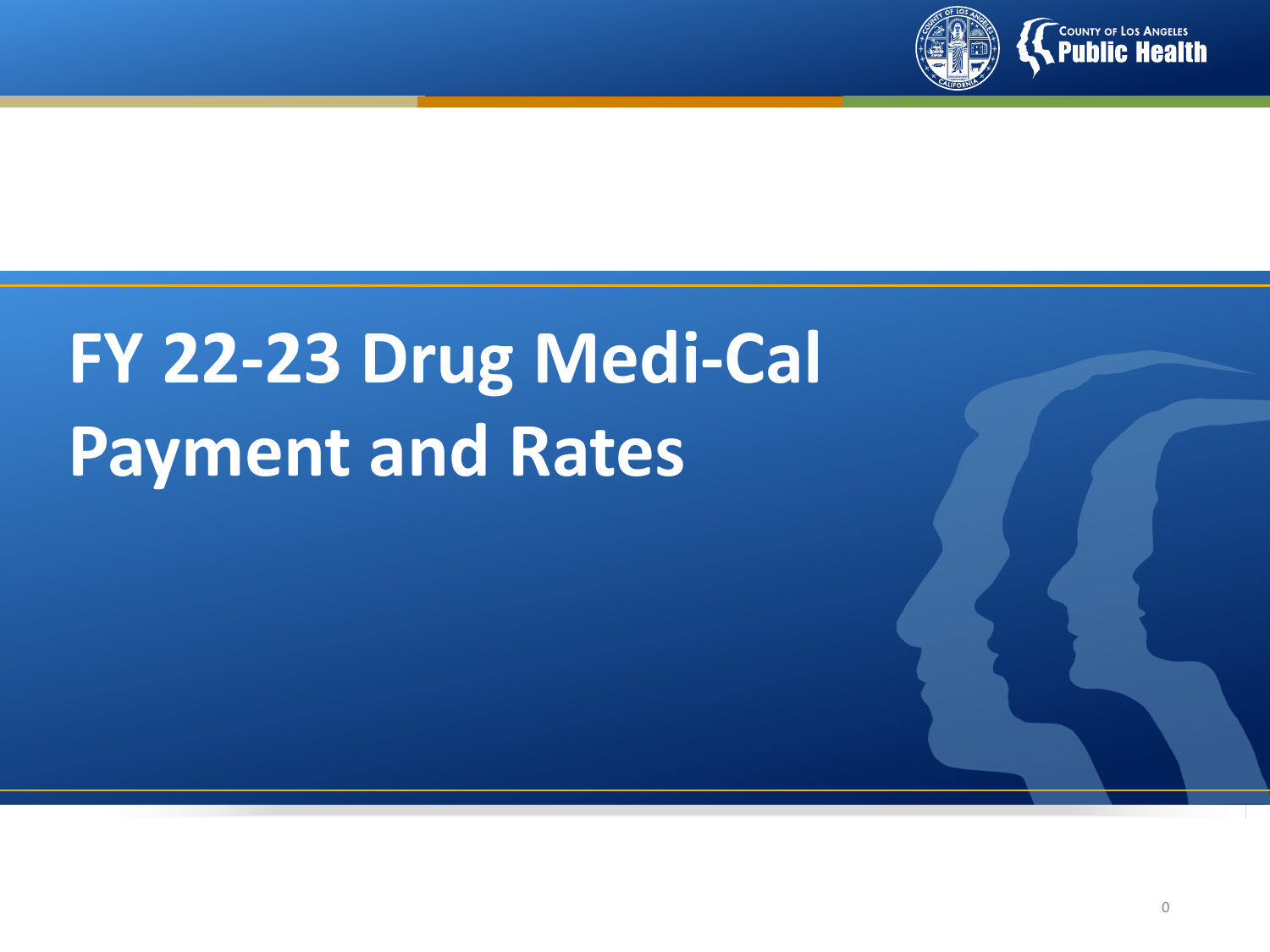# FY 22-23 Drug Medi-Cal Payment and Rates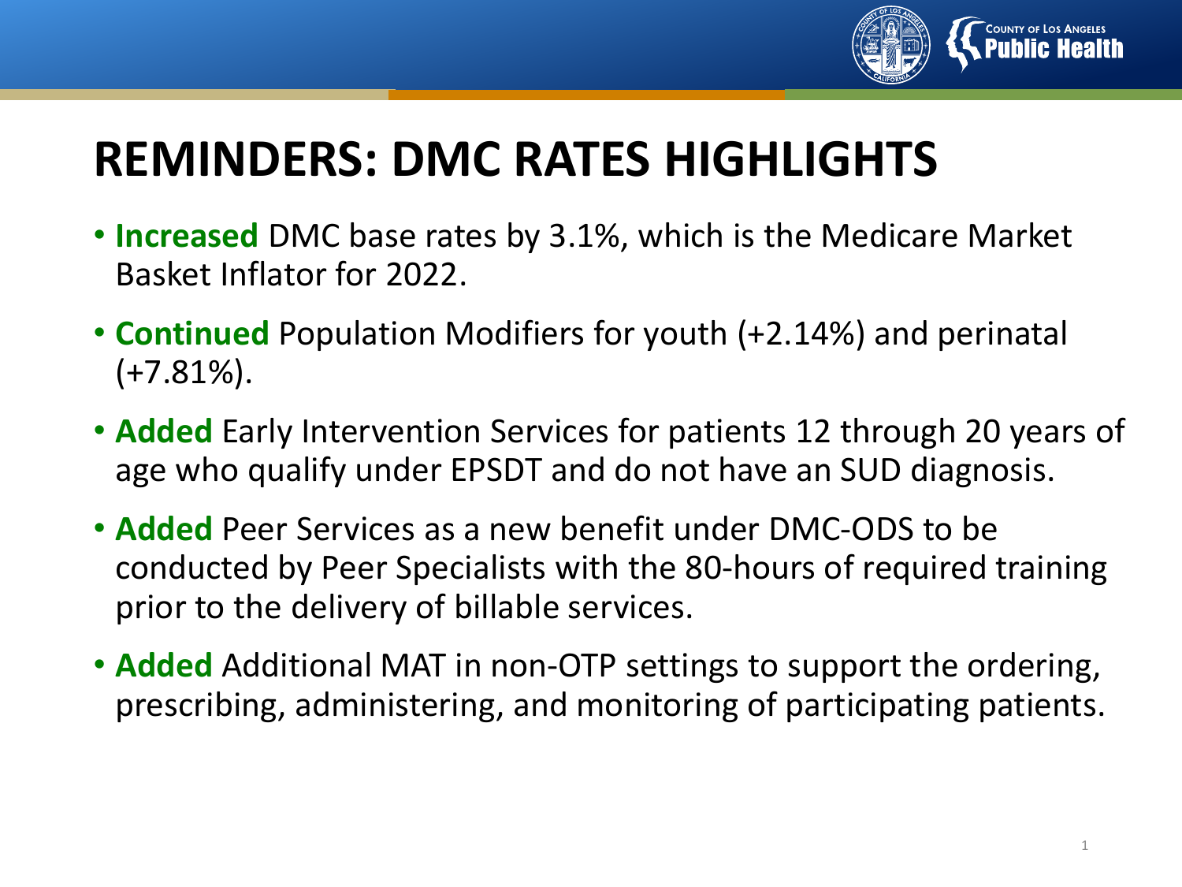# REMINDERS: DMC RATES HIGHLIGHTS

- **Increased** DMC base rates by 3.1%, which is the Medicare Market Basket Inflator for 2022.
- **Continued** Population Modifiers for youth (+2.14%) and perinatal (+7.81%).
- **Added** Early Intervention Services for patients 12 through 20 years of age who qualify under EPSDT and do not have an SUD diagnosis.
- **Added** Peer Services as a new benefit under DMC-ODS to be conducted by Peer Specialists with the 80-hours of required training prior to the delivery of billable services.
- **Added** Additional MAT in non-OTP settings to support the ordering, prescribing, administering, and monitoring of participating patients.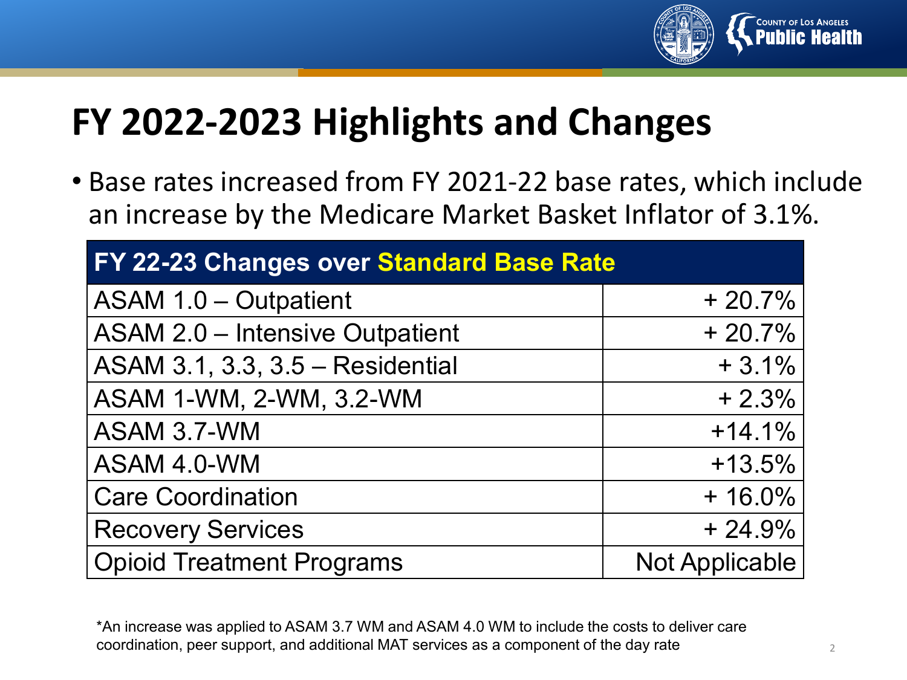# FY 2022-2023 Highlights and Changes

- Base rates increased from FY 2021-22 base rates, which include an increase by the Medicare Market Basket Inflator of 3.1%.

| FY 22-23 Changes over Standard Base Rate | |
|---|---|
| ASAM 1.0 – Outpatient | + 20.7% |
| ASAM 2.0 – Intensive Outpatient | + 20.7% |
| ASAM 3.1, 3.3, 3.5 – Residential | + 3.1% |
| ASAM 1-WM, 2-WM, 3.2-WM | + 2.3% |
| ASAM 3.7-WM | +14.1% |
| ASAM 4.0-WM | +13.5% |
| Care Coordination | + 16.0% |
| Recovery Services | + 24.9% |
| Opioid Treatment Programs | Not Applicable |

*An increase was applied to ASAM 3.7 WM and ASAM 4.0 WM to include the costs to deliver care coordination, peer support, and additional MAT services as a component of the day rate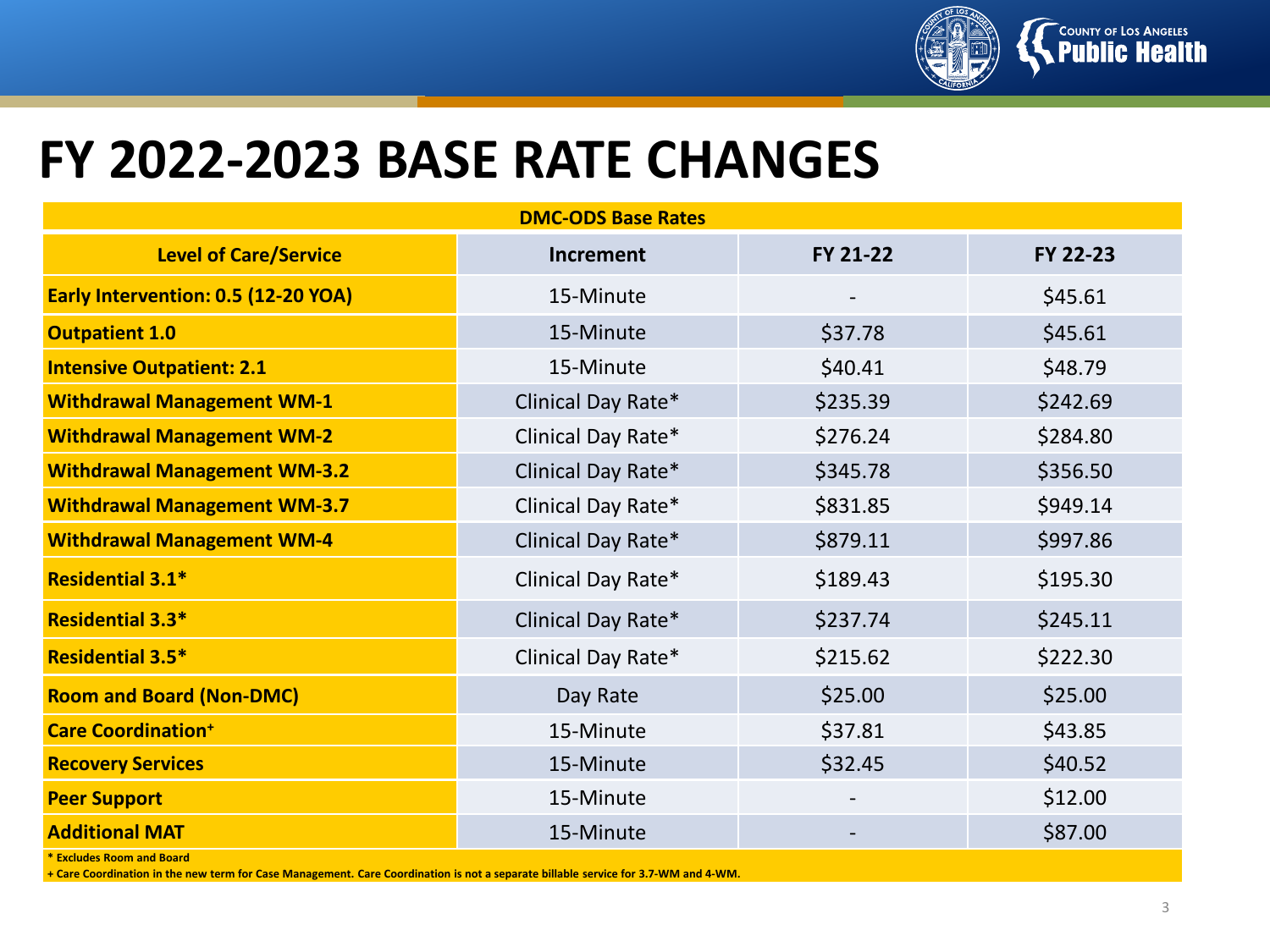# FY 2022-2023 BASE RATE CHANGES

| DMC-ODS Base Rates | | | |
|---|---|---|---|
| **Level of Care/Service** | **Increment** | **FY 21-22** | **FY 22-23** |
| **Early Intervention: 0.5 (12-20 YOA)** | 15-Minute | - | $45.61 |
| **Outpatient 1.0** | 15-Minute | $37.78 | $45.61 |
| **Intensive Outpatient: 2.1** | 15-Minute | $40.41 | $48.79 |
| **Withdrawal Management WM-1** | Clinical Day Rate* | $235.39 | $242.69 |
| **Withdrawal Management WM-2** | Clinical Day Rate* | $276.24 | $284.80 |
| **Withdrawal Management WM-3.2** | Clinical Day Rate* | $345.78 | $356.50 |
| **Withdrawal Management WM-3.7** | Clinical Day Rate* | $831.85 | $949.14 |
| **Withdrawal Management WM-4** | Clinical Day Rate* | $879.11 | $997.86 |
| **Residential 3.1*** | Clinical Day Rate* | $189.43 | $195.30 |
| **Residential 3.3*** | Clinical Day Rate* | $237.74 | $245.11 |
| **Residential 3.5*** | Clinical Day Rate* | $215.62 | $222.30 |
| **Room and Board (Non-DMC)** | Day Rate | $25.00 | $25.00 |
| **Care Coordination+** | 15-Minute | $37.81 | $43.85 |
| **Recovery Services** | 15-Minute | $32.45 | $40.52 |
| **Peer Support** | 15-Minute | - | $12.00 |
| **Additional MAT** | 15-Minute | - | $87.00 |

**\* Excludes Room and Board**

**+ Care Coordination in the new term for Case Management. Care Coordination is not a separate billable service for 3.7-WM and 4-WM.**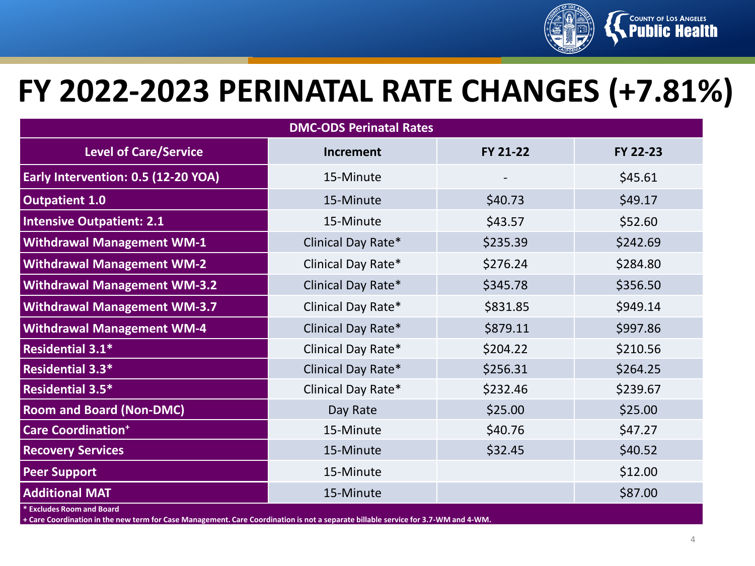# FY 2022-2023 PERINATAL RATE CHANGES (+7.81%)

| DMC-ODS Perinatal Rates | | | |
|---|---|---|---|
| **Level of Care/Service** | **Increment** | **FY 21-22** | **FY 22-23** |
| **Early Intervention: 0.5 (12-20 YOA)** | 15-Minute | - | $45.61 |
| **Outpatient 1.0** | 15-Minute | $40.73 | $49.17 |
| **Intensive Outpatient: 2.1** | 15-Minute | $43.57 | $52.60 |
| **Withdrawal Management WM-1** | Clinical Day Rate* | $235.39 | $242.69 |
| **Withdrawal Management WM-2** | Clinical Day Rate* | $276.24 | $284.80 |
| **Withdrawal Management WM-3.2** | Clinical Day Rate* | $345.78 | $356.50 |
| **Withdrawal Management WM-3.7** | Clinical Day Rate* | $831.85 | $949.14 |
| **Withdrawal Management WM-4** | Clinical Day Rate* | $879.11 | $997.86 |
| **Residential 3.1*** | Clinical Day Rate* | $204.22 | $210.56 |
| **Residential 3.3*** | Clinical Day Rate* | $256.31 | $264.25 |
| **Residential 3.5*** | Clinical Day Rate* | $232.46 | $239.67 |
| **Room and Board (Non-DMC)** | Day Rate | $25.00 | $25.00 |
| **Care Coordination+** | 15-Minute | $40.76 | $47.27 |
| **Recovery Services** | 15-Minute | $32.45 | $40.52 |
| **Peer Support** | 15-Minute | | $12.00 |
| **Additional MAT** | 15-Minute | | $87.00 |

**\* Excludes Room and Board**

**+ Care Coordination in the new term for Case Management. Care Coordination is not a separate billable service for 3.7-WM and 4-WM.**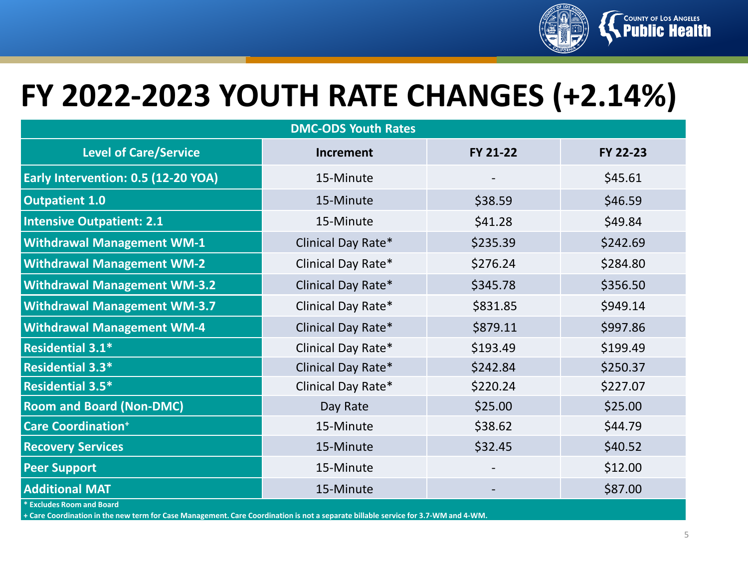# FY 2022-2023 YOUTH RATE CHANGES (+2.14%)

| DMC-ODS Youth Rates | | | |
|---|---|---|---|
| **Level of Care/Service** | **Increment** | **FY 21-22** | **FY 22-23** |
| **Early Intervention: 0.5 (12-20 YOA)** | 15-Minute | - | $45.61 |
| **Outpatient 1.0** | 15-Minute | $38.59 | $46.59 |
| **Intensive Outpatient: 2.1** | 15-Minute | $41.28 | $49.84 |
| **Withdrawal Management WM-1** | Clinical Day Rate* | $235.39 | $242.69 |
| **Withdrawal Management WM-2** | Clinical Day Rate* | $276.24 | $284.80 |
| **Withdrawal Management WM-3.2** | Clinical Day Rate* | $345.78 | $356.50 |
| **Withdrawal Management WM-3.7** | Clinical Day Rate* | $831.85 | $949.14 |
| **Withdrawal Management WM-4** | Clinical Day Rate* | $879.11 | $997.86 |
| **Residential 3.1*** | Clinical Day Rate* | $193.49 | $199.49 |
| **Residential 3.3*** | Clinical Day Rate* | $242.84 | $250.37 |
| **Residential 3.5*** | Clinical Day Rate* | $220.24 | $227.07 |
| **Room and Board (Non-DMC)** | Day Rate | $25.00 | $25.00 |
| **Care Coordination+** | 15-Minute | $38.62 | $44.79 |
| **Recovery Services** | 15-Minute | $32.45 | $40.52 |
| **Peer Support** | 15-Minute | - | $12.00 |
| **Additional MAT** | 15-Minute | - | $87.00 |

**\* Excludes Room and Board**

**+ Care Coordination in the new term for Case Management. Care Coordination is not a separate billable service for 3.7-WM and 4-WM.**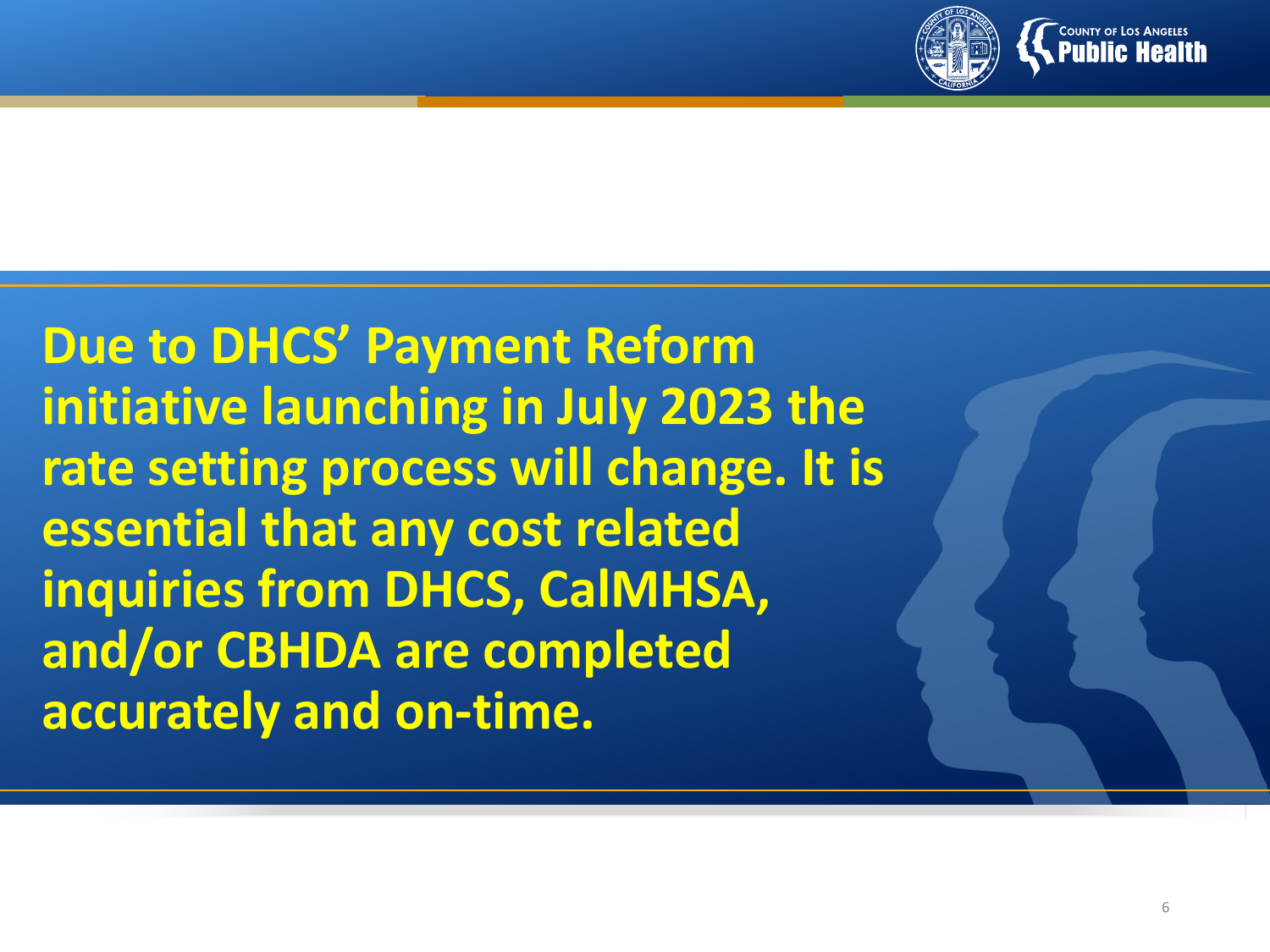**Due to DHCS' Payment Reform initiative launching in July 2023 the rate setting process will change. It is essential that any cost related inquiries from DHCS, CalMHSA, and/or CBHDA are completed accurately and on-time.**